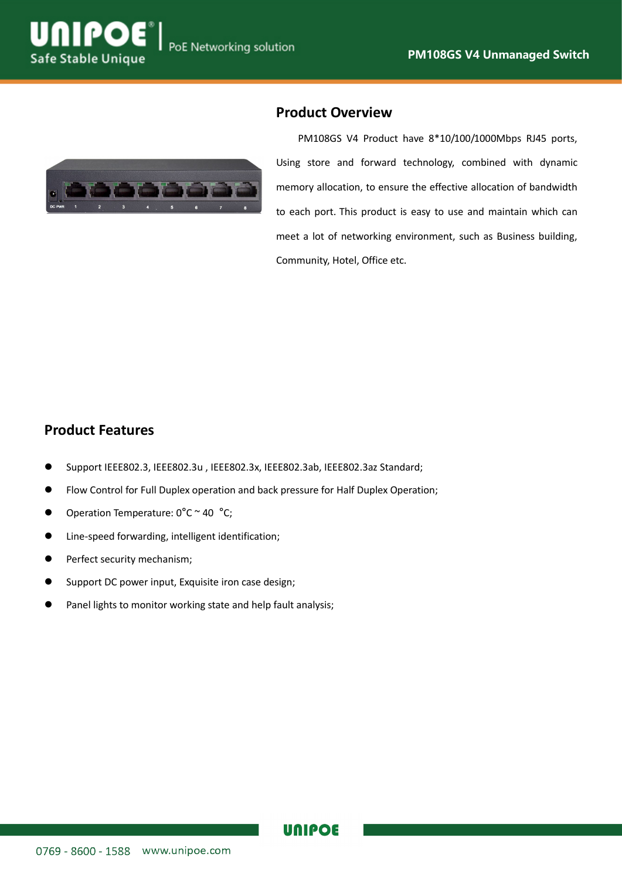# PM108GS V4 Unmanaged Switch

## Product Overview

PM108GS V4 Product have 8*10/100/1000Mbps RJ45 ports, Using store and forward technology, combined with dynamic memory allocation, to ensure the effective allocation of bandwidth to each port. This product is easy to use and maintain which can meet a lot of networking environment, such as Business building, Community, Hotel, Office etc.

## Product Features

- Support IEEE802.3, IEEE802.3u , IEEE802.3x, IEEE802.3ab, IEEE802.3az Standard;
- Flow Control for Full Duplex operation and back pressure for Half Duplex Operation;
- Operation Temperature: 0°C ~ 40 °C;
- Line-speed forwarding, intelligent identification;
- Perfect security mechanism;
- Support DC power input, Exquisite iron case design;
- Panel lights to monitor working state and help fault analysis;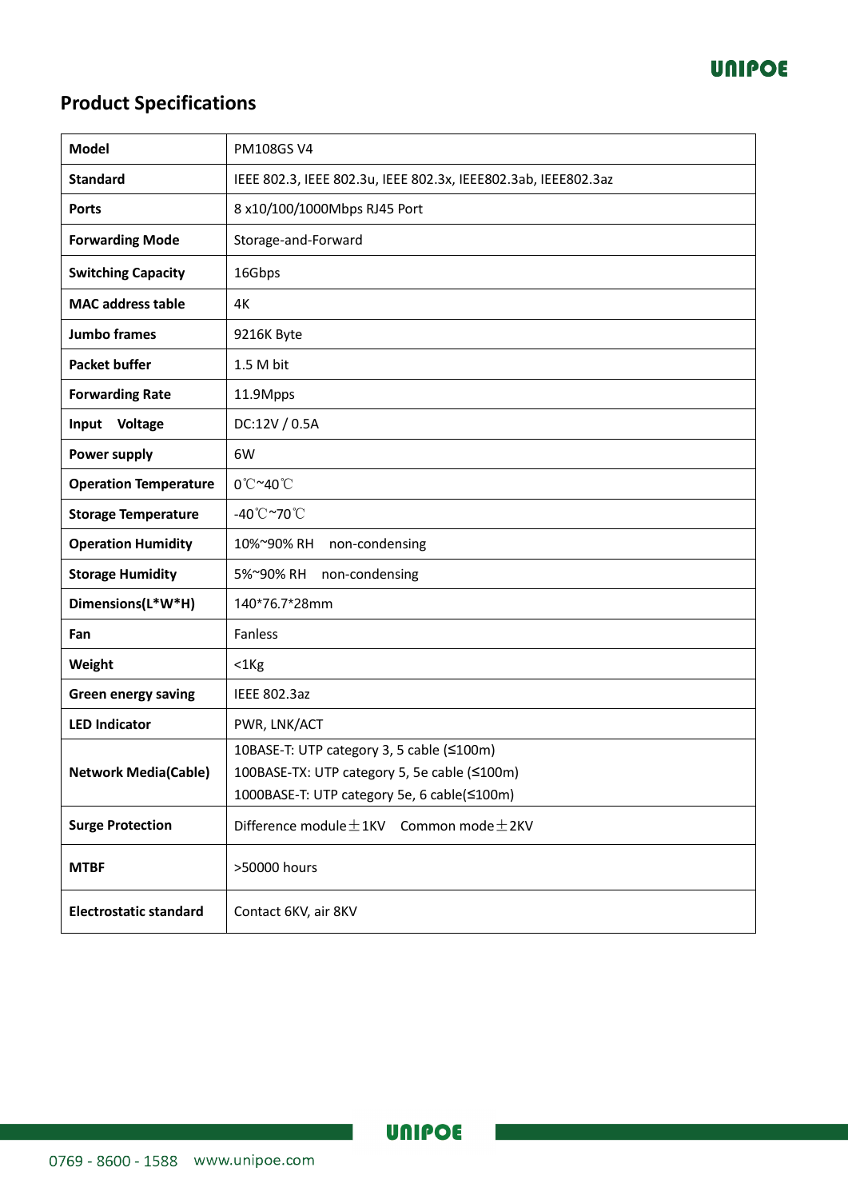## Product Specifications

| Model | PM108GS V4 |
|---|---|
| Standard | IEEE 802.3, IEEE 802.3u, IEEE 802.3x, IEEE802.3ab, IEEE802.3az |
| Ports | 8 x10/100/1000Mbps RJ45 Port |
| Forwarding Mode | Storage-and-Forward |
| Switching Capacity | 16Gbps |
| MAC address table | 4K |
| Jumbo frames | 9216K Byte |
| Packet buffer | 1.5 M bit |
| Forwarding Rate | 11.9Mpps |
| Input Voltage | DC:12V / 0.5A |
| Power supply | 6W |
| Operation Temperature | 0℃~40℃ |
| Storage Temperature | -40℃~70℃ |
| Operation Humidity | 10%~90% RH non-condensing |
| Storage Humidity | 5%~90% RH non-condensing |
| Dimensions(L*W*H) | 140*76.7*28mm |
| Fan | Fanless |
| Weight | <1Kg |
| Green energy saving | IEEE 802.3az |
| LED Indicator | PWR, LNK/ACT |
| Network Media(Cable) | 10BASE-T: UTP category 3, 5 cable (≤100m)<br>100BASE-TX: UTP category 5, 5e cable (≤100m)<br>1000BASE-T: UTP category 5e, 6 cable(≤100m) |
| Surge Protection | Difference module±1KV Common mode±2KV |
| MTBF | >50000 hours |
| Electrostatic standard | Contact 6KV, air 8KV |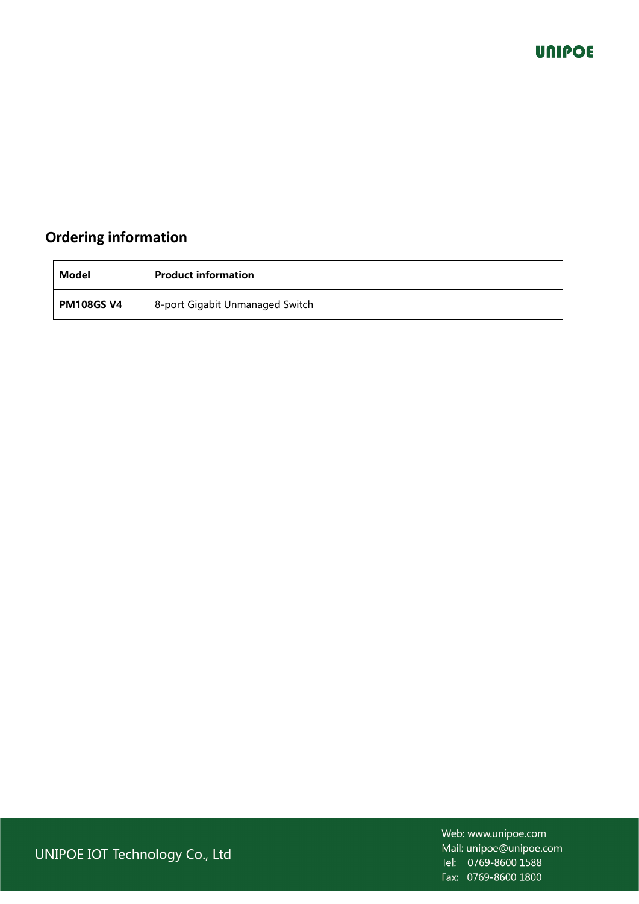## Ordering information

| Model | Product information |
| --- | --- |
| **PM108GS V4** | 8-port Gigabit Unmanaged Switch |